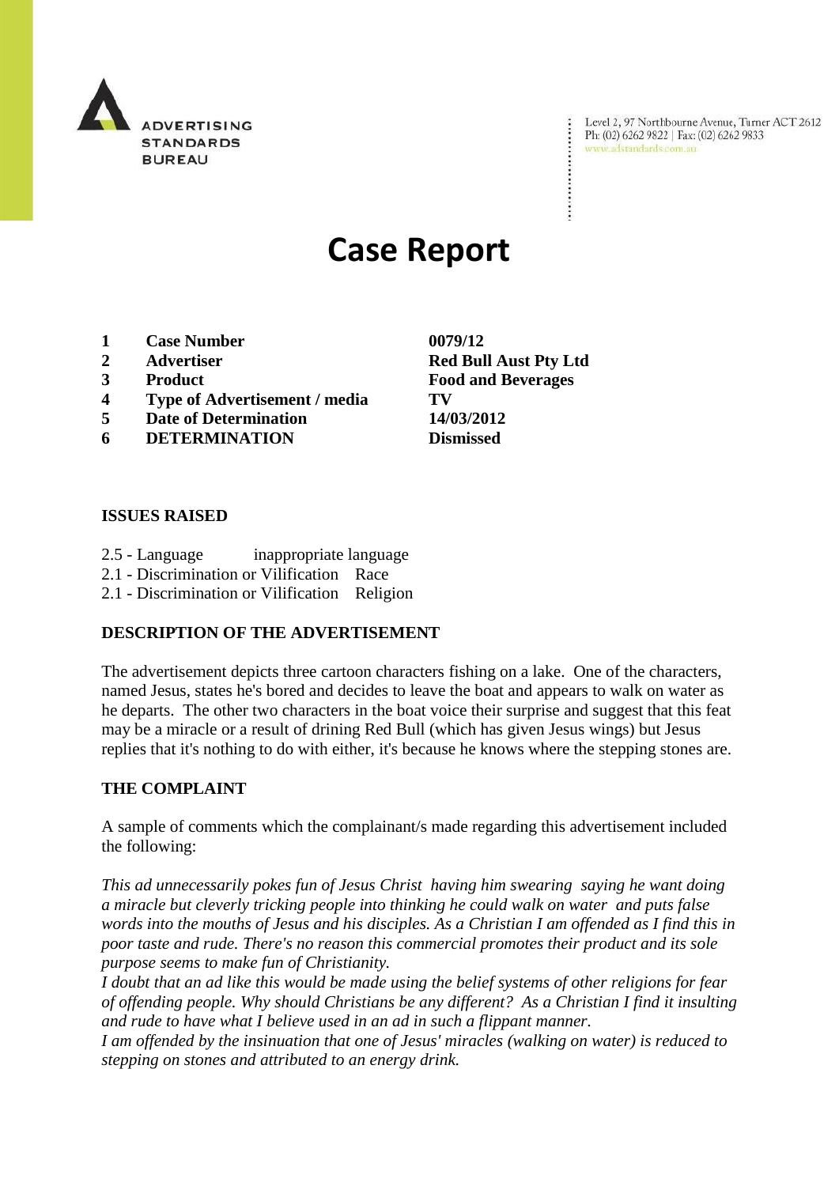ADVERTISING STANDARDS BUREAU

Level 2, 97 Northbourne Avenue, Turner ACT 2612
Ph: (02) 6262 9822 | Fax: (02) 6262 9833
www.adstandards.com.au

# Case Report

| | | |
|---|---|---|
| 1 | **Case Number** | **0079/12** |
| 2 | **Advertiser** | **Red Bull Aust Pty Ltd** |
| 3 | **Product** | **Food and Beverages** |
| 4 | **Type of Advertisement / media** | **TV** |
| 5 | **Date of Determination** | **14/03/2012** |
| 6 | **DETERMINATION** | **Dismissed** |

## ISSUES RAISED

2.5 - Language inappropriate language
2.1 - Discrimination or Vilification Race
2.1 - Discrimination or Vilification Religion

## DESCRIPTION OF THE ADVERTISEMENT

The advertisement depicts three cartoon characters fishing on a lake. One of the characters, named Jesus, states he's bored and decides to leave the boat and appears to walk on water as he departs. The other two characters in the boat voice their surprise and suggest that this feat may be a miracle or a result of drining Red Bull (which has given Jesus wings) but Jesus replies that it's nothing to do with either, it's because he knows where the stepping stones are.

## THE COMPLAINT

A sample of comments which the complainant/s made regarding this advertisement included the following:

*This ad unnecessarily pokes fun of Jesus Christ having him swearing saying he want doing a miracle but cleverly tricking people into thinking he could walk on water and puts false words into the mouths of Jesus and his disciples. As a Christian I am offended as I find this in poor taste and rude. There's no reason this commercial promotes their product and its sole purpose seems to make fun of Christianity.*

*I doubt that an ad like this would be made using the belief systems of other religions for fear of offending people. Why should Christians be any different? As a Christian I find it insulting and rude to have what I believe used in an ad in such a flippant manner.*

*I am offended by the insinuation that one of Jesus' miracles (walking on water) is reduced to stepping on stones and attributed to an energy drink.*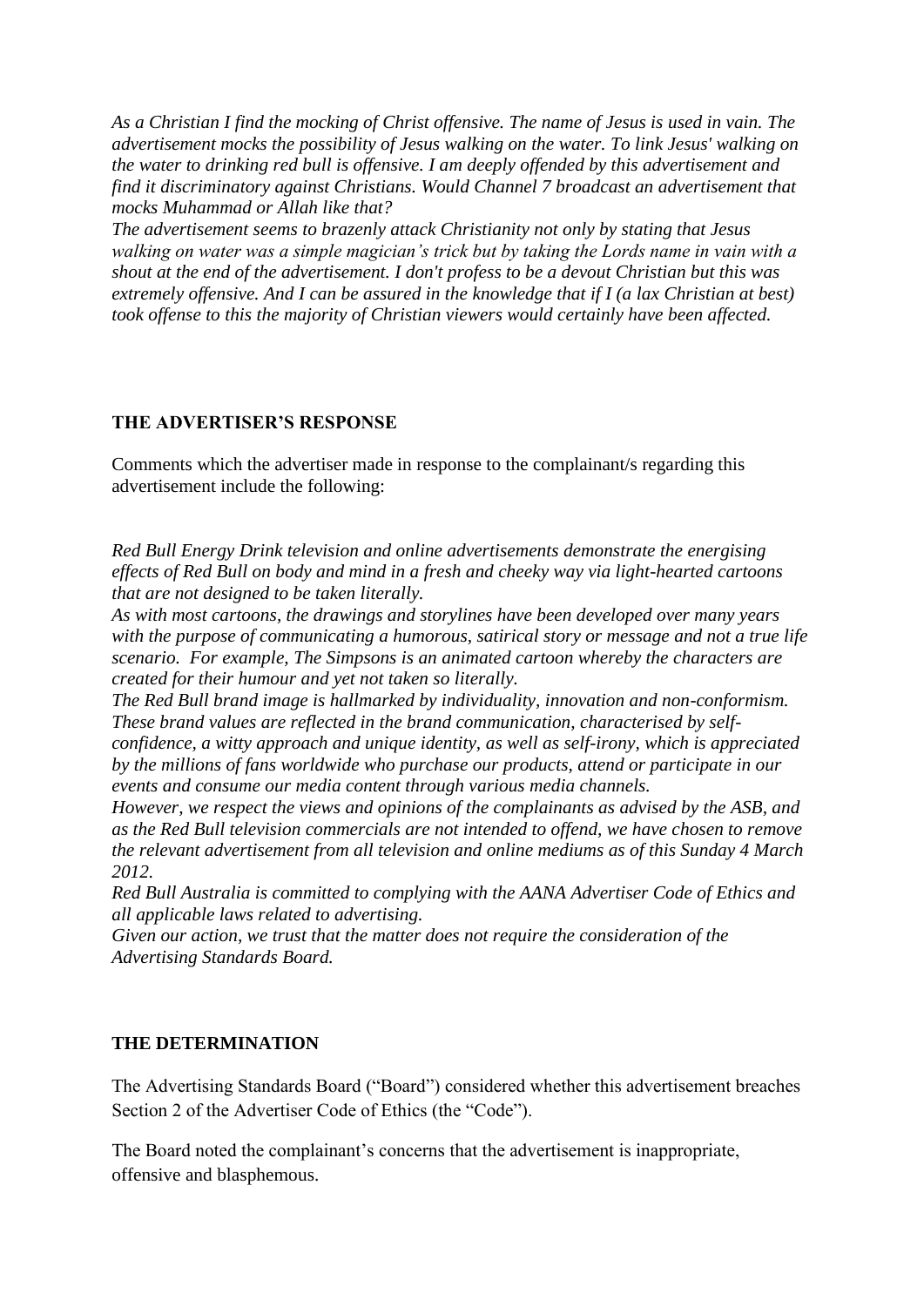*As a Christian I find the mocking of Christ offensive. The name of Jesus is used in vain. The advertisement mocks the possibility of Jesus walking on the water. To link Jesus' walking on the water to drinking red bull is offensive. I am deeply offended by this advertisement and find it discriminatory against Christians. Would Channel 7 broadcast an advertisement that mocks Muhammad or Allah like that?*

*The advertisement seems to brazenly attack Christianity not only by stating that Jesus walking on water was a simple magician's trick but by taking the Lords name in vain with a shout at the end of the advertisement. I don't profess to be a devout Christian but this was extremely offensive. And I can be assured in the knowledge that if I (a lax Christian at best) took offense to this the majority of Christian viewers would certainly have been affected.*

**THE ADVERTISER'S RESPONSE**

Comments which the advertiser made in response to the complainant/s regarding this advertisement include the following:

*Red Bull Energy Drink television and online advertisements demonstrate the energising effects of Red Bull on body and mind in a fresh and cheeky way via light-hearted cartoons that are not designed to be taken literally.*

*As with most cartoons, the drawings and storylines have been developed over many years with the purpose of communicating a humorous, satirical story or message and not a true life scenario. For example, The Simpsons is an animated cartoon whereby the characters are created for their humour and yet not taken so literally.*

*The Red Bull brand image is hallmarked by individuality, innovation and non-conformism. These brand values are reflected in the brand communication, characterised by self-confidence, a witty approach and unique identity, as well as self-irony, which is appreciated by the millions of fans worldwide who purchase our products, attend or participate in our events and consume our media content through various media channels.*

*However, we respect the views and opinions of the complainants as advised by the ASB, and as the Red Bull television commercials are not intended to offend, we have chosen to remove the relevant advertisement from all television and online mediums as of this Sunday 4 March 2012.*

*Red Bull Australia is committed to complying with the AANA Advertiser Code of Ethics and all applicable laws related to advertising.*

*Given our action, we trust that the matter does not require the consideration of the Advertising Standards Board.*

**THE DETERMINATION**

The Advertising Standards Board ("Board") considered whether this advertisement breaches Section 2 of the Advertiser Code of Ethics (the "Code").

The Board noted the complainant's concerns that the advertisement is inappropriate, offensive and blasphemous.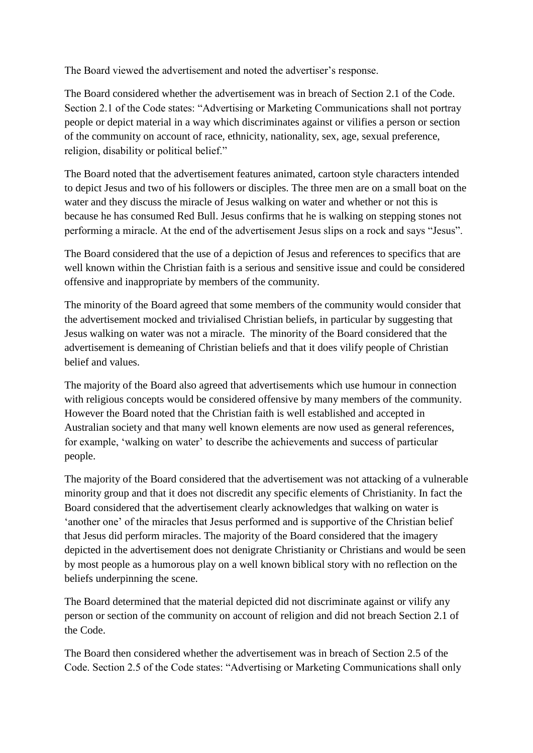The Board viewed the advertisement and noted the advertiser's response.

The Board considered whether the advertisement was in breach of Section 2.1 of the Code. Section 2.1 of the Code states: "Advertising or Marketing Communications shall not portray people or depict material in a way which discriminates against or vilifies a person or section of the community on account of race, ethnicity, nationality, sex, age, sexual preference, religion, disability or political belief."

The Board noted that the advertisement features animated, cartoon style characters intended to depict Jesus and two of his followers or disciples. The three men are on a small boat on the water and they discuss the miracle of Jesus walking on water and whether or not this is because he has consumed Red Bull. Jesus confirms that he is walking on stepping stones not performing a miracle. At the end of the advertisement Jesus slips on a rock and says "Jesus".

The Board considered that the use of a depiction of Jesus and references to specifics that are well known within the Christian faith is a serious and sensitive issue and could be considered offensive and inappropriate by members of the community.

The minority of the Board agreed that some members of the community would consider that the advertisement mocked and trivialised Christian beliefs, in particular by suggesting that Jesus walking on water was not a miracle. The minority of the Board considered that the advertisement is demeaning of Christian beliefs and that it does vilify people of Christian belief and values.

The majority of the Board also agreed that advertisements which use humour in connection with religious concepts would be considered offensive by many members of the community. However the Board noted that the Christian faith is well established and accepted in Australian society and that many well known elements are now used as general references, for example, 'walking on water' to describe the achievements and success of particular people.

The majority of the Board considered that the advertisement was not attacking of a vulnerable minority group and that it does not discredit any specific elements of Christianity. In fact the Board considered that the advertisement clearly acknowledges that walking on water is 'another one' of the miracles that Jesus performed and is supportive of the Christian belief that Jesus did perform miracles. The majority of the Board considered that the imagery depicted in the advertisement does not denigrate Christianity or Christians and would be seen by most people as a humorous play on a well known biblical story with no reflection on the beliefs underpinning the scene.

The Board determined that the material depicted did not discriminate against or vilify any person or section of the community on account of religion and did not breach Section 2.1 of the Code.

The Board then considered whether the advertisement was in breach of Section 2.5 of the Code. Section 2.5 of the Code states: "Advertising or Marketing Communications shall only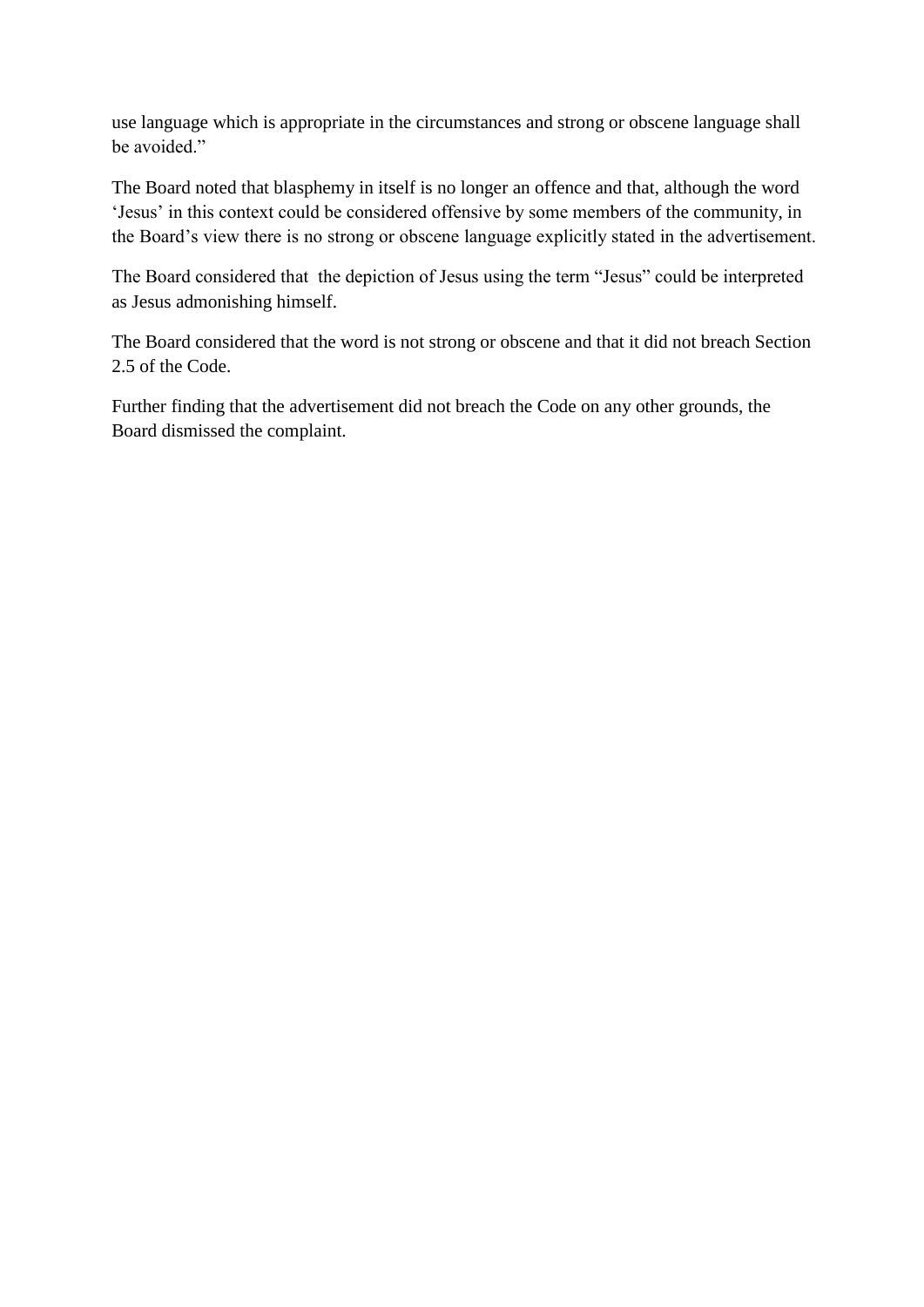use language which is appropriate in the circumstances and strong or obscene language shall be avoided."

The Board noted that blasphemy in itself is no longer an offence and that, although the word 'Jesus' in this context could be considered offensive by some members of the community, in the Board's view there is no strong or obscene language explicitly stated in the advertisement.

The Board considered that the depiction of Jesus using the term "Jesus" could be interpreted as Jesus admonishing himself.

The Board considered that the word is not strong or obscene and that it did not breach Section 2.5 of the Code.

Further finding that the advertisement did not breach the Code on any other grounds, the Board dismissed the complaint.